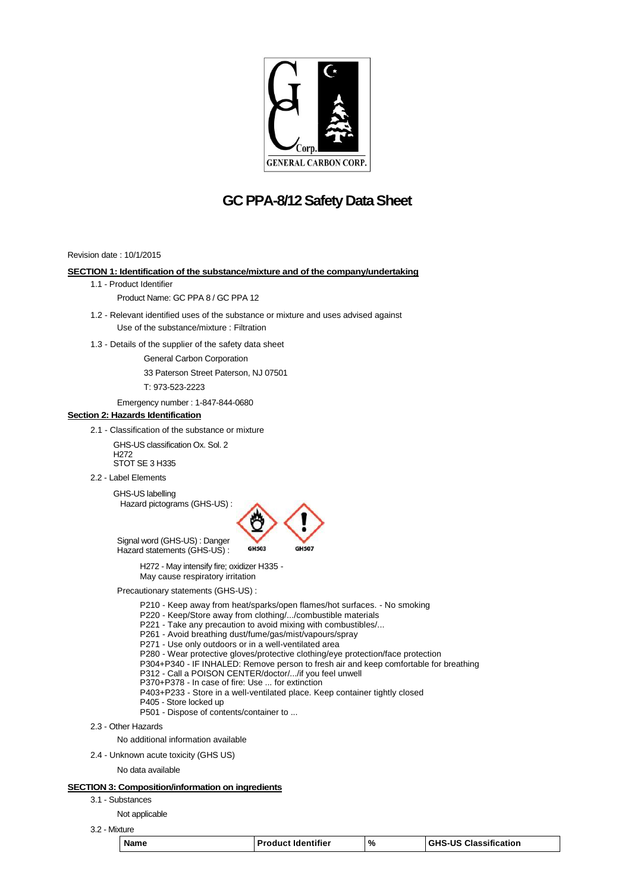GENERAL CARBON CORP.

# GC PPA-8/12 Safety Data Sheet

Revision date : 10/1/2015

## SECTION 1: Identification of the substance/mixture and of the company/undertaking

1.1 - Product Identifier

Product Name: GC PPA 8 / GC PPA 12

1.2 - Relevant identified uses of the substance or mixture and uses advised against

Use of the substance/mixture : Filtration

1.3 - Details of the supplier of the safety data sheet

General Carbon Corporation

33 Paterson Street Paterson, NJ 07501

T: 973-523-2223

Emergency number : 1-847-844-0680

## Section 2: Hazards Identification

2.1 - Classification of the substance or mixture

GHS-US classification Ox. Sol. 2
H272
STOT SE 3 H335

2.2 - Label Elements

GHS-US labelling

Hazard pictograms (GHS-US) :

GHS03 GHS07

Signal word (GHS-US) : Danger

Hazard statements (GHS-US) :

H272 - May intensify fire; oxidizer H335 - May cause respiratory irritation

Precautionary statements (GHS-US) :

P210 - Keep away from heat/sparks/open flames/hot surfaces. - No smoking
P220 - Keep/Store away from clothing/.../combustible materials
P221 - Take any precaution to avoid mixing with combustibles/...
P261 - Avoid breathing dust/fume/gas/mist/vapours/spray
P271 - Use only outdoors or in a well-ventilated area
P280 - Wear protective gloves/protective clothing/eye protection/face protection
P304+P340 - IF INHALED: Remove person to fresh air and keep comfortable for breathing
P312 - Call a POISON CENTER/doctor/.../if you feel unwell
P370+P378 - In case of fire: Use ... for extinction
P403+P233 - Store in a well-ventilated place. Keep container tightly closed
P405 - Store locked up
P501 - Dispose of contents/container to ...

2.3 - Other Hazards

No additional information available

2.4 - Unknown acute toxicity (GHS US)

No data available

## SECTION 3: Composition/information on ingredients

3.1 - Substances

Not applicable

3.2 - Mixture

| Name | Product Identifier | % | GHS-US Classification |
|---|---|---|---|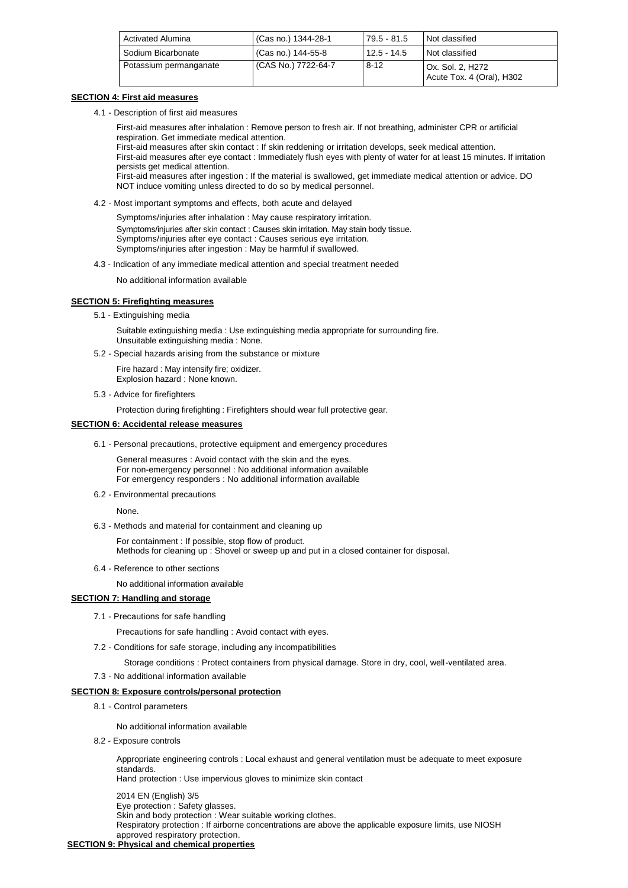| Activated Alumina | (Cas no.) 1344-28-1 | 79.5 - 81.5 | Not classified |
|---|---|---|---|
| Sodium Bicarbonate | (Cas no.) 144-55-8 | 12.5 - 14.5 | Not classified |
| Potassium permanganate | (CAS No.) 7722-64-7 | 8-12 | Ox. Sol. 2, H272<br>Acute Tox. 4 (Oral), H302 |

## SECTION 4: First aid measures

4.1 - Description of first aid measures

First-aid measures after inhalation : Remove person to fresh air. If not breathing, administer CPR or artificial respiration. Get immediate medical attention.
First-aid measures after skin contact : If skin reddening or irritation develops, seek medical attention.
First-aid measures after eye contact : Immediately flush eyes with plenty of water for at least 15 minutes. If irritation persists get medical attention.
First-aid measures after ingestion : If the material is swallowed, get immediate medical attention or advice. DO NOT induce vomiting unless directed to do so by medical personnel.

4.2 - Most important symptoms and effects, both acute and delayed

Symptoms/injuries after inhalation : May cause respiratory irritation.
Symptoms/injuries after skin contact : Causes skin irritation. May stain body tissue.
Symptoms/injuries after eye contact : Causes serious eye irritation.
Symptoms/injuries after ingestion : May be harmful if swallowed.

4.3 - Indication of any immediate medical attention and special treatment needed

No additional information available

## SECTION 5: Firefighting measures

5.1 - Extinguishing media

Suitable extinguishing media : Use extinguishing media appropriate for surrounding fire.
Unsuitable extinguishing media : None.

5.2 - Special hazards arising from the substance or mixture

Fire hazard : May intensify fire; oxidizer.
Explosion hazard : None known.

5.3 - Advice for firefighters

Protection during firefighting : Firefighters should wear full protective gear.

## SECTION 6: Accidental release measures

6.1 - Personal precautions, protective equipment and emergency procedures

General measures : Avoid contact with the skin and the eyes.
For non-emergency personnel : No additional information available
For emergency responders : No additional information available

6.2 - Environmental precautions

None.

6.3 - Methods and material for containment and cleaning up

For containment : If possible, stop flow of product.
Methods for cleaning up : Shovel or sweep up and put in a closed container for disposal.

6.4 - Reference to other sections

No additional information available

## SECTION 7: Handling and storage

7.1 - Precautions for safe handling

Precautions for safe handling : Avoid contact with eyes.

7.2 - Conditions for safe storage, including any incompatibilities

Storage conditions : Protect containers from physical damage. Store in dry, cool, well-ventilated area.

7.3 - No additional information available

## SECTION 8: Exposure controls/personal protection

8.1 - Control parameters

No additional information available

8.2 - Exposure controls

Appropriate engineering controls : Local exhaust and general ventilation must be adequate to meet exposure standards.
Hand protection : Use impervious gloves to minimize skin contact

Eye protection : Safety glasses.
Skin and body protection : Wear suitable working clothes.
Respiratory protection : If airborne concentrations are above the applicable exposure limits, use NIOSH approved respiratory protection.

## SECTION 9: Physical and chemical properties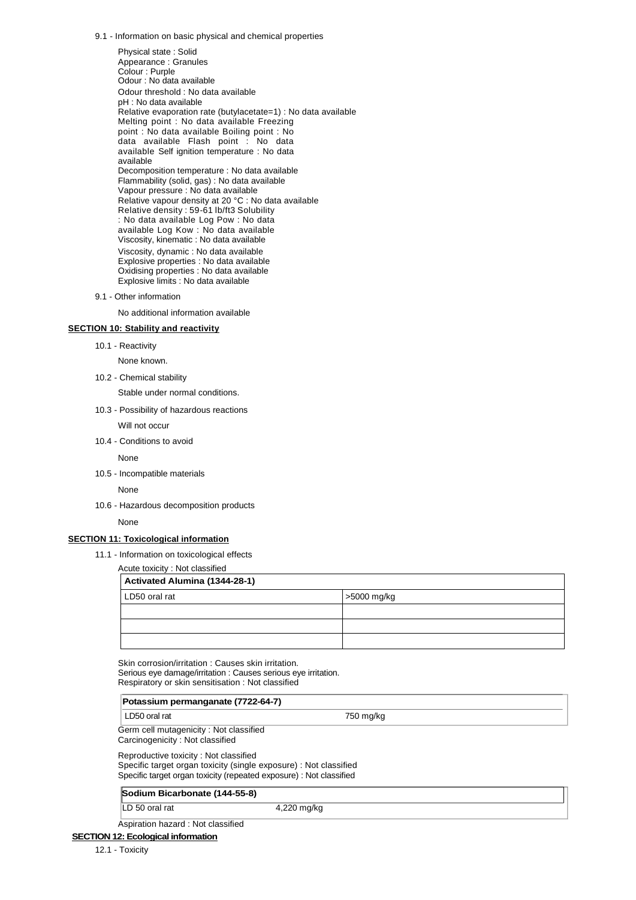9.1 - Information on basic physical and chemical properties

Physical state : Solid
Appearance : Granules
Colour : Purple
Odour : No data available
Odour threshold : No data available
pH : No data available
Relative evaporation rate (butylacetate=1) : No data available
Melting point : No data available
Freezing point : No data available
Boiling point : No data available
Flash point : No data available
Self ignition temperature : No data available
Decomposition temperature : No data available
Flammability (solid, gas) : No data available
Vapour pressure : No data available
Relative vapour density at 20 °C : No data available
Relative density : 59-61 lb/ft3
Solubility : No data available
Log Pow : No data available
Log Kow : No data available
Viscosity, kinematic : No data available
Viscosity, dynamic : No data available
Explosive properties : No data available
Oxidising properties : No data available
Explosive limits : No data available

9.1 - Other information

No additional information available

## SECTION 10: Stability and reactivity

10.1 - Reactivity

None known.

10.2 - Chemical stability

Stable under normal conditions.

10.3 - Possibility of hazardous reactions

Will not occur

10.4 - Conditions to avoid

None

10.5 - Incompatible materials

None

10.6 - Hazardous decomposition products

None

## SECTION 11: Toxicological information

11.1 - Information on toxicological effects

Acute toxicity : Not classified

| **Activated Alumina (1344-28-1)** | |
|---|---|
| LD50 oral rat | >5000 mg/kg |
| | |
| | |
| | |

Skin corrosion/irritation : Causes skin irritation.
Serious eye damage/irritation : Causes serious eye irritation.
Respiratory or skin sensitisation : Not classified

| **Potassium permanganate (7722-64-7)** | |
|---|---|
| LD50 oral rat | 750 mg/kg |

Germ cell mutagenicity : Not classified
Carcinogenicity : Not classified

Reproductive toxicity : Not classified
Specific target organ toxicity (single exposure) : Not classified
Specific target organ toxicity (repeated exposure) : Not classified

| **Sodium Bicarbonate (144-55-8)** | |
|---|---|
| LD 50 oral rat | 4,220 mg/kg |

Aspiration hazard : Not classified

## SECTION 12: Ecological information

12.1 - Toxicity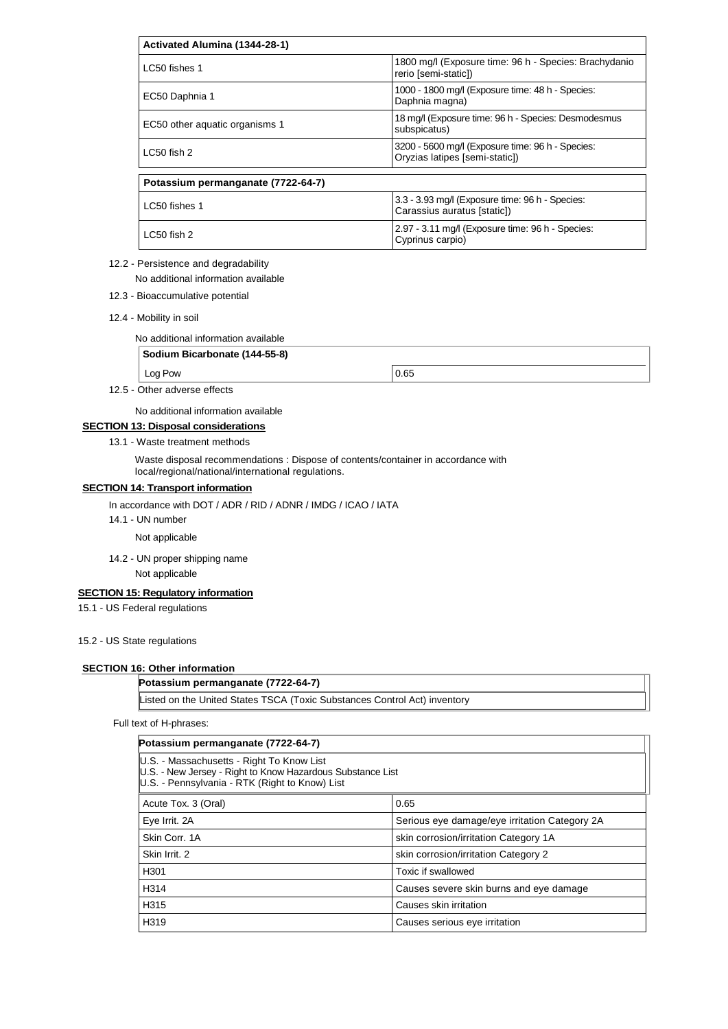| Activated Alumina (1344-28-1) | |
|---|---|
| LC50 fishes 1 | 1800 mg/l (Exposure time: 96 h - Species: Brachydanio rerio [semi-static]) |
| EC50 Daphnia 1 | 1000 - 1800 mg/l (Exposure time: 48 h - Species: Daphnia magna) |
| EC50 other aquatic organisms 1 | 18 mg/l (Exposure time: 96 h - Species: Desmodesmus subspicatus) |
| LC50 fish 2 | 3200 - 5600 mg/l (Exposure time: 96 h - Species: Oryzias latipes [semi-static]) |

| Potassium permanganate (7722-64-7) | |
|---|---|
| LC50 fishes 1 | 3.3 - 3.93 mg/l (Exposure time: 96 h - Species: Carassius auratus [static]) |
| LC50 fish 2 | 2.97 - 3.11 mg/l (Exposure time: 96 h - Species: Cyprinus carpio) |

12.2 - Persistence and degradability

No additional information available

12.3 - Bioaccumulative potential

12.4 - Mobility in soil

No additional information available

| Sodium Bicarbonate (144-55-8) | |
|---|---|
| Log Pow | 0.65 |

12.5 - Other adverse effects

No additional information available

## SECTION 13: Disposal considerations

13.1 - Waste treatment methods

Waste disposal recommendations : Dispose of contents/container in accordance with local/regional/national/international regulations.

## SECTION 14: Transport information

In accordance with DOT / ADR / RID / ADNR / IMDG / ICAO / IATA

14.1 - UN number

Not applicable

14.2 - UN proper shipping name

Not applicable

## SECTION 15: Regulatory information

15.1 - US Federal regulations

15.2 - US State regulations

## SECTION 16: Other information

| Potassium permanganate (7722-64-7) |
|---|
| Listed on the United States TSCA (Toxic Substances Control Act) inventory |

Full text of H-phrases:

| Potassium permanganate (7722-64-7) | |
|---|---|
| U.S. - Massachusetts - Right To Know List<br>U.S. - New Jersey - Right to Know Hazardous Substance List<br>U.S. - Pennsylvania - RTK (Right to Know) List | |
| Acute Tox. 3 (Oral) | 0.65 |
| Eye Irrit. 2A | Serious eye damage/eye irritation Category 2A |
| Skin Corr. 1A | skin corrosion/irritation Category 1A |
| Skin Irrit. 2 | skin corrosion/irritation Category 2 |
| H301 | Toxic if swallowed |
| H314 | Causes severe skin burns and eye damage |
| H315 | Causes skin irritation |
| H319 | Causes serious eye irritation |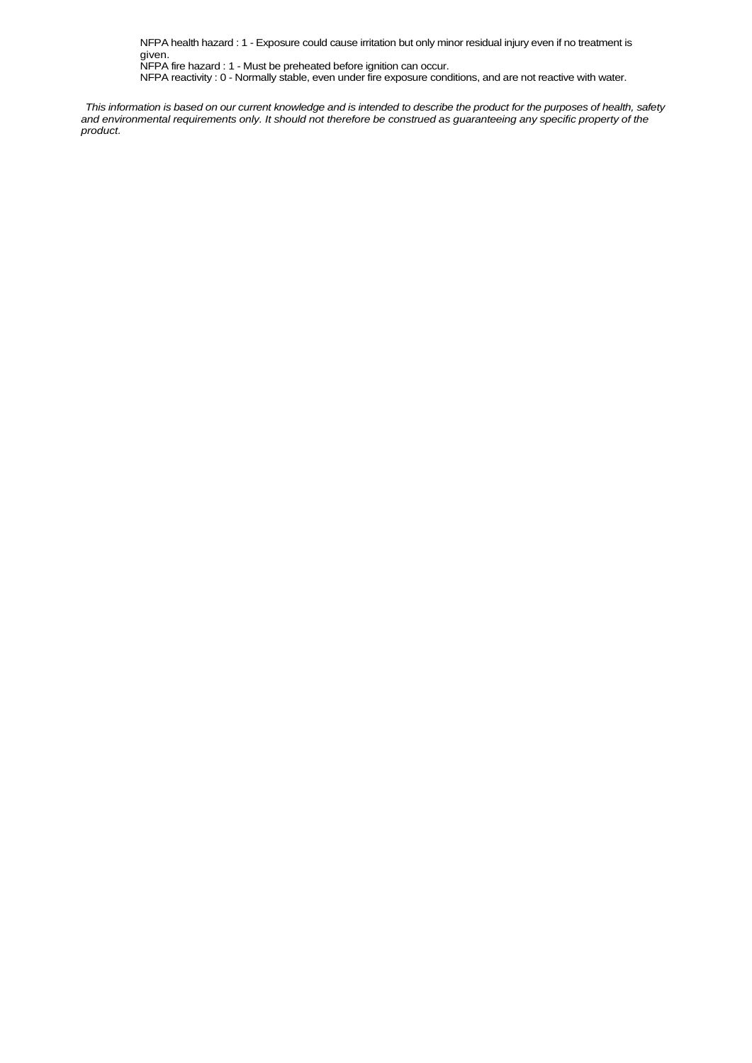NFPA health hazard : 1 - Exposure could cause irritation but only minor residual injury even if no treatment is given.

NFPA fire hazard : 1 - Must be preheated before ignition can occur.

NFPA reactivity : 0 - Normally stable, even under fire exposure conditions, and are not reactive with water.

*This information is based on our current knowledge and is intended to describe the product for the purposes of health, safety and environmental requirements only. It should not therefore be construed as guaranteeing any specific property of the product.*